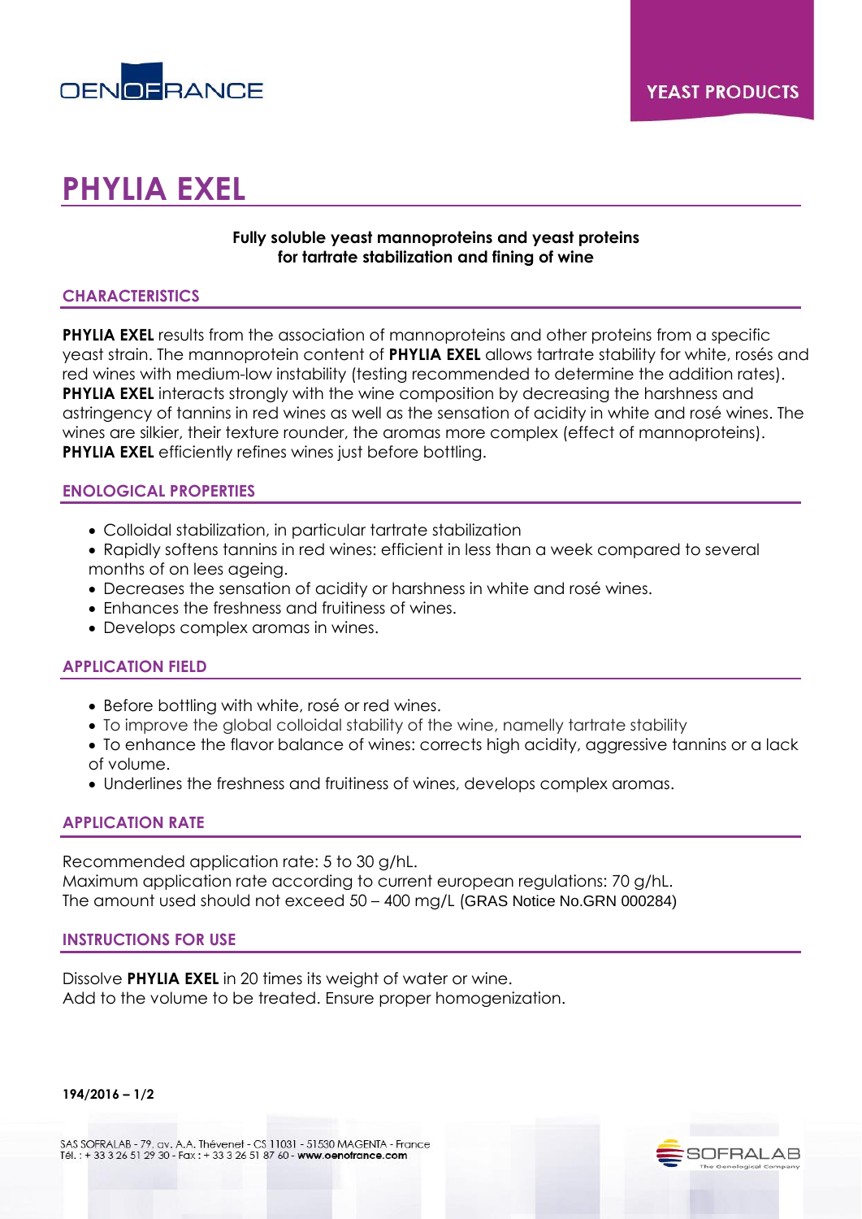YEAST PRODUCTS

# PHYLIA EXEL

**Fully soluble yeast mannoproteins and yeast proteins for tartrate stabilization and fining of wine**

## CHARACTERISTICS

**PHYLIA EXEL** results from the association of mannoproteins and other proteins from a specific yeast strain. The mannoprotein content of **PHYLIA EXEL** allows tartrate stability for white, rosés and red wines with medium-low instability (testing recommended to determine the addition rates). **PHYLIA EXEL** interacts strongly with the wine composition by decreasing the harshness and astringency of tannins in red wines as well as the sensation of acidity in white and rosé wines. The wines are silkier, their texture rounder, the aromas more complex (effect of mannoproteins). **PHYLIA EXEL** efficiently refines wines just before bottling.

## ENOLOGICAL PROPERTIES

- Colloidal stabilization, in particular tartrate stabilization
- Rapidly softens tannins in red wines: efficient in less than a week compared to several months of on lees ageing.
- Decreases the sensation of acidity or harshness in white and rosé wines.
- Enhances the freshness and fruitiness of wines.
- Develops complex aromas in wines.

## APPLICATION FIELD

- Before bottling with white, rosé or red wines.
- To improve the global colloidal stability of the wine, namelly tartrate stability
- To enhance the flavor balance of wines: corrects high acidity, aggressive tannins or a lack of volume.
- Underlines the freshness and fruitiness of wines, develops complex aromas.

## APPLICATION RATE

Recommended application rate: 5 to 30 g/hL.
Maximum application rate according to current european regulations: 70 g/hL.
The amount used should not exceed 50 – 400 mg/L (GRAS Notice No.GRN 000284)

## INSTRUCTIONS FOR USE

Dissolve **PHYLIA EXEL** in 20 times its weight of water or wine.
Add to the volume to be treated. Ensure proper homogenization.

**194/2016 – 1/2**

SAS SOFRALAB - 79, av. A.A. Thévenet - CS 11031 - 51530 MAGENTA - France
Tél. : + 33 3 26 51 29 30 - Fax : + 33 3 26 51 87 60 - **www.oenofrance.com**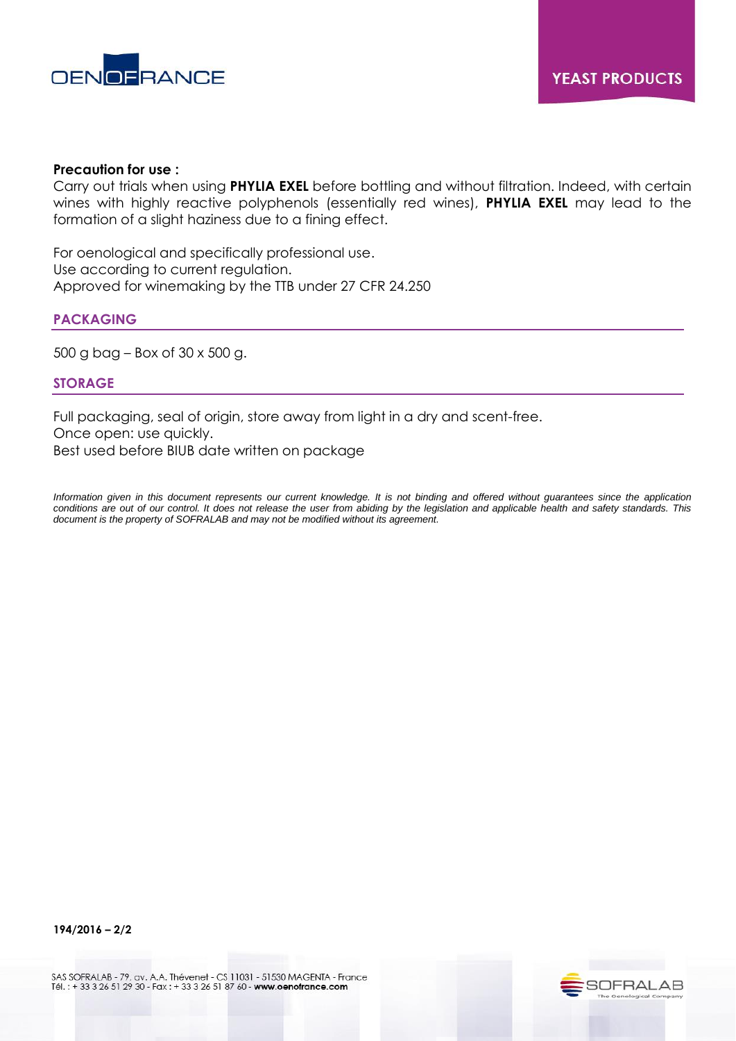**Precaution for use :**
Carry out trials when using **PHYLIA EXEL** before bottling and without filtration. Indeed, with certain wines with highly reactive polyphenols (essentially red wines), **PHYLIA EXEL** may lead to the formation of a slight haziness due to a fining effect.

For oenological and specifically professional use.
Use according to current regulation.
Approved for winemaking by the TTB under 27 CFR 24.250

## PACKAGING

500 g bag – Box of 30 x 500 g.

## STORAGE

Full packaging, seal of origin, store away from light in a dry and scent-free.
Once open: use quickly.
Best used before BIUB date written on package

*Information given in this document represents our current knowledge. It is not binding and offered without guarantees since the application conditions are out of our control. It does not release the user from abiding by the legislation and applicable health and safety standards. This document is the property of SOFRALAB and may not be modified without its agreement.*

**194/2016 – 2/2**